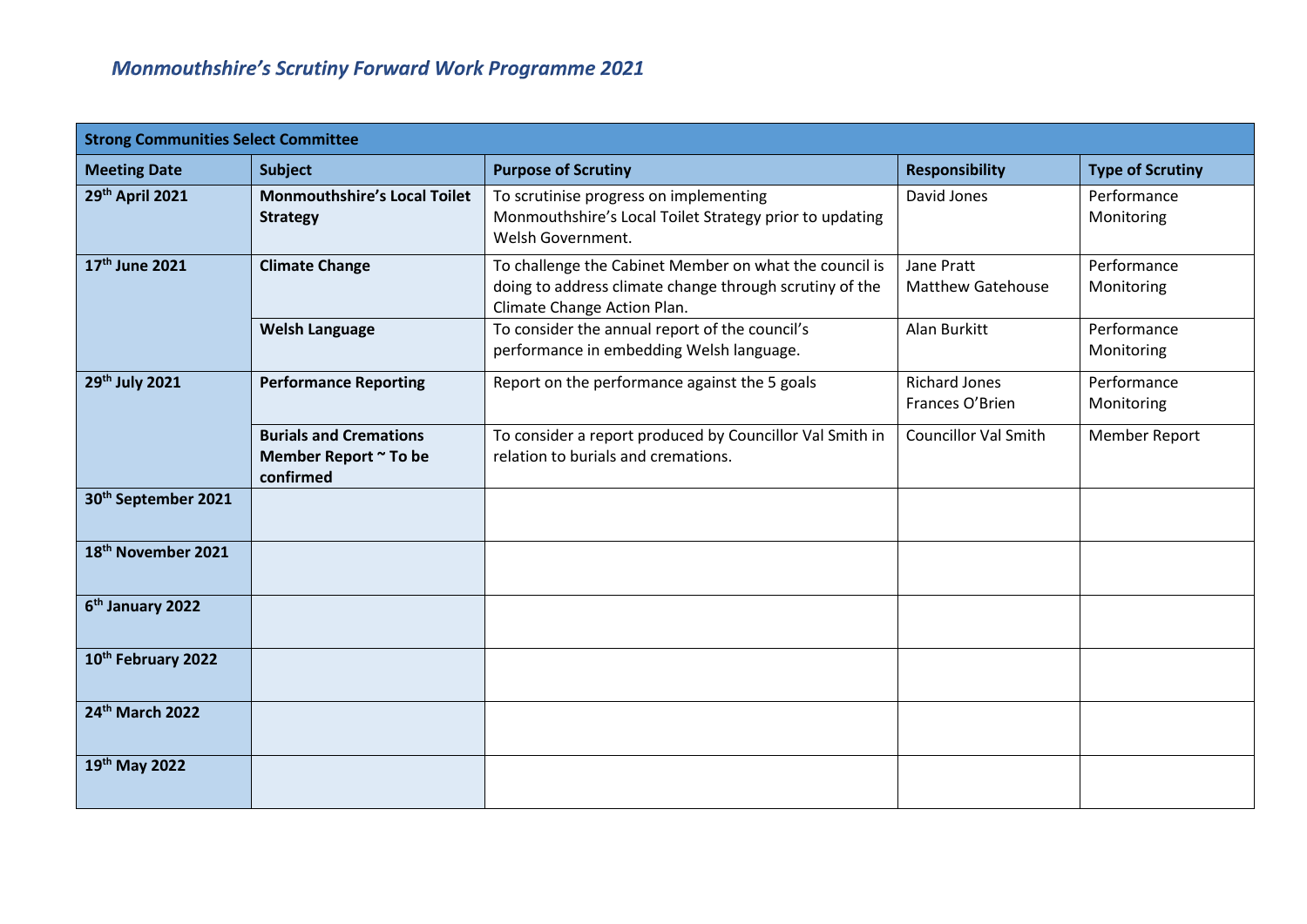# *Monmouthshire's Scrutiny Forward Work Programme 2021*

| Strong Communities Select Committee | | | | |
|---|---|---|---|---|
| **Meeting Date** | **Subject** | **Purpose of Scrutiny** | **Responsibility** | **Type of Scrutiny** |
| **29th April 2021** | **Monmouthshire's Local Toilet Strategy** | To scrutinise progress on implementing Monmouthshire's Local Toilet Strategy prior to updating Welsh Government. | David Jones | Performance Monitoring |
| **17th June 2021** | **Climate Change** | To challenge the Cabinet Member on what the council is doing to address climate change through scrutiny of the Climate Change Action Plan. | Jane Pratt<br>Matthew Gatehouse | Performance Monitoring |
| | **Welsh Language** | To consider the annual report of the council's performance in embedding Welsh language. | Alan Burkitt | Performance Monitoring |
| **29th July 2021** | **Performance Reporting** | Report on the performance against the 5 goals | Richard Jones<br>Frances O'Brien | Performance Monitoring |
| | **Burials and Cremations Member Report ~ To be confirmed** | To consider a report produced by Councillor Val Smith in relation to burials and cremations. | Councillor Val Smith | Member Report |
| **30th September 2021** | | | | |
| **18th November 2021** | | | | |
| **6th January 2022** | | | | |
| **10th February 2022** | | | | |
| **24th March 2022** | | | | |
| **19th May 2022** | | | | |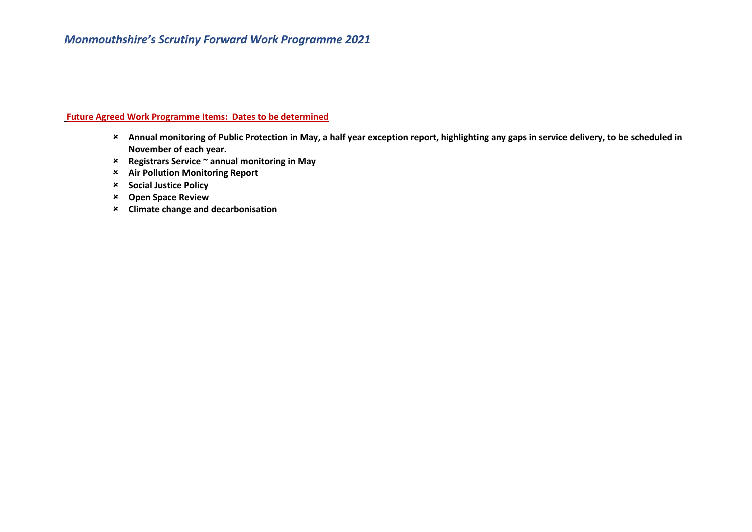*Monmouthshire's Scrutiny Forward Work Programme 2021*

**Future Agreed Work Programme Items: Dates to be determined**

- **Annual monitoring of Public Protection in May, a half year exception report, highlighting any gaps in service delivery, to be scheduled in November of each year.**
- **Registrars Service ~ annual monitoring in May**
- **Air Pollution Monitoring Report**
- **Social Justice Policy**
- **Open Space Review**
- **Climate change and decarbonisation**